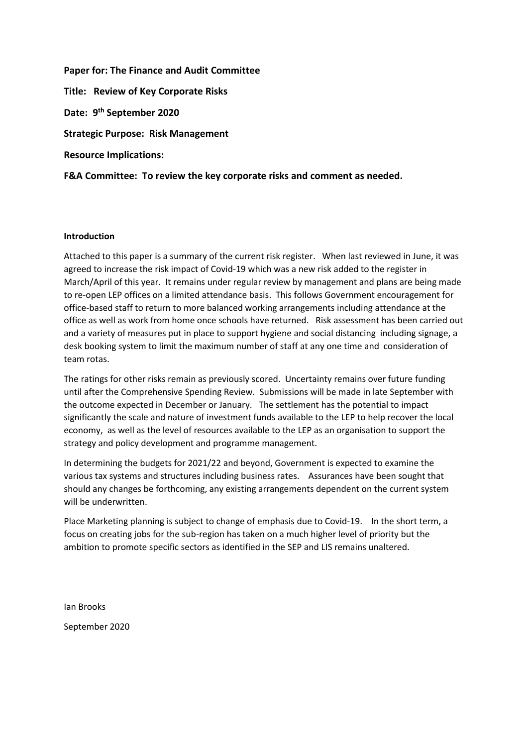**Paper for: The Finance and Audit Committee**

**Title: Review of Key Corporate Risks**

**Date: 9th September 2020**

**Strategic Purpose: Risk Management**

**Resource Implications:**

**F&A Committee: To review the key corporate risks and comment as needed.**

**Introduction**

Attached to this paper is a summary of the current risk register. When last reviewed in June, it was agreed to increase the risk impact of Covid-19 which was a new risk added to the register in March/April of this year. It remains under regular review by management and plans are being made to re-open LEP offices on a limited attendance basis. This follows Government encouragement for office-based staff to return to more balanced working arrangements including attendance at the office as well as work from home once schools have returned. Risk assessment has been carried out and a variety of measures put in place to support hygiene and social distancing including signage, a desk booking system to limit the maximum number of staff at any one time and consideration of team rotas.

The ratings for other risks remain as previously scored. Uncertainty remains over future funding until after the Comprehensive Spending Review. Submissions will be made in late September with the outcome expected in December or January. The settlement has the potential to impact significantly the scale and nature of investment funds available to the LEP to help recover the local economy, as well as the level of resources available to the LEP as an organisation to support the strategy and policy development and programme management.

In determining the budgets for 2021/22 and beyond, Government is expected to examine the various tax systems and structures including business rates. Assurances have been sought that should any changes be forthcoming, any existing arrangements dependent on the current system will be underwritten.

Place Marketing planning is subject to change of emphasis due to Covid-19. In the short term, a focus on creating jobs for the sub-region has taken on a much higher level of priority but the ambition to promote specific sectors as identified in the SEP and LIS remains unaltered.

Ian Brooks

September 2020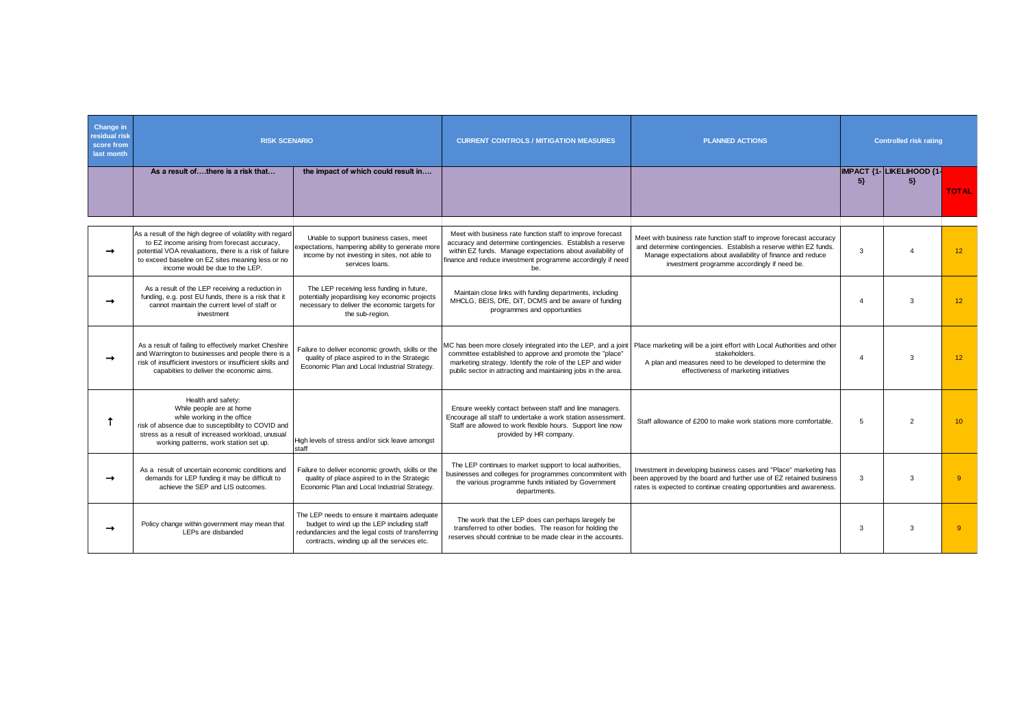| Change in residual risk score from last month | RISK SCENARIO | | CURRENT CONTROLS / MITIGATION MEASURES | PLANNED ACTIONS | Controlled risk rating | | |
|---|---|---|---|---|---|---|---|
| | As a result of….there is a risk that… | the impact of which could result in…. | | | IMPACT {1-5} | LIKELIHOOD {1-5} | TOTAL |
| → | As a result of the high degree of volatility with regard to EZ income arising from forecast accuracy, potential VOA revaluations, there is a risk of failure to exceed baseline on EZ sites meaning less or no income would be due to the LEP. | Unable to support business cases, meet expectations, hampering ability to generate more income by not investing in sites, not able to services loans. | Meet with business rate function staff to improve forecast accuracy and determine contingencies. Establish a reserve within EZ funds. Manage expectations about availability of finance and reduce investment programme accordingly if need be. | Meet with business rate function staff to improve forecast accuracy and determine contingencies. Establish a reserve within EZ funds. Manage expectations about availability of finance and reduce investment programme accordingly if need be. | 3 | 4 | 12 |
| → | As a result of the LEP receiving a reduction in funding, e.g. post EU funds, there is a risk that it cannot maintain the current level of staff or investment | The LEP receiving less funding in future, potentially jeopardising key economic projects necessary to deliver the economic targets for the sub-region. | Maintain close links with funding departments, including MHCLG, BEIS, DfE, DiT, DCMS and be aware of funding programmes and opportunities | | 4 | 3 | 12 |
| → | As a result of failing to effectively market Cheshire and Warrington to businesses and people there is a risk of insufficient investors or insufficient skills and capabities to deliver the economic aims. | Failure to deliver economic growth, skills or the quality of place aspired to in the Strategic Economic Plan and Local Industrial Strategy. | MC has been more closely integrated into the LEP, and a joint committee established to approve and promote the "place" marketing strategy. Identify the role of the LEP and wider public sector in attracting and maintaining jobs in the area. | Place marketing will be a joint effort with Local Authorities and other stakeholders. A plan and measures need to be developed to determine the effectiveness of marketing initiatives | 4 | 3 | 12 |
| ↑ | Health and safety: While people are at home while working in the office risk of absence due to susceptibility to COVID and stress as a result of increased workload, unusual working patterns, work station set up. | High levels of stress and/or sick leave amongst staff | Ensure weekly contact between staff and line managers. Encourage all staff to undertake a work station assessment. Staff are allowed to work flexible hours. Support line now provided by HR company. | Staff allowance of £200 to make work stations more comfortable. | 5 | 2 | 10 |
| → | As a result of uncertain economic conditions and demands for LEP funding it may be difficult to achieve the SEP and LIS outcomes. | Failure to deliver economic growth, skills or the quality of place aspired to in the Strategic Economic Plan and Local Industrial Strategy. | The LEP continues to market support to local authorities, businesses and colleges for programmes concommitent with the various programme funds initiated by Government departments. | Investment in developing business cases and "Place" marketing has been approved by the board and further use of EZ retained business rates is expected to continue creating opportunities and awareness. | 3 | 3 | 9 |
| → | Policy change within government may mean that LEPs are disbanded | The LEP needs to ensure it maintains adequate budget to wind up the LEP including staff redundancies and the legal costs of transferring contracts, winding up all the services etc. | The work that the LEP does can perhaps laregely be transferred to other bodies. The reason for holding the reserves should contniue to be made clear in the accounts. | | 3 | 3 | 9 |